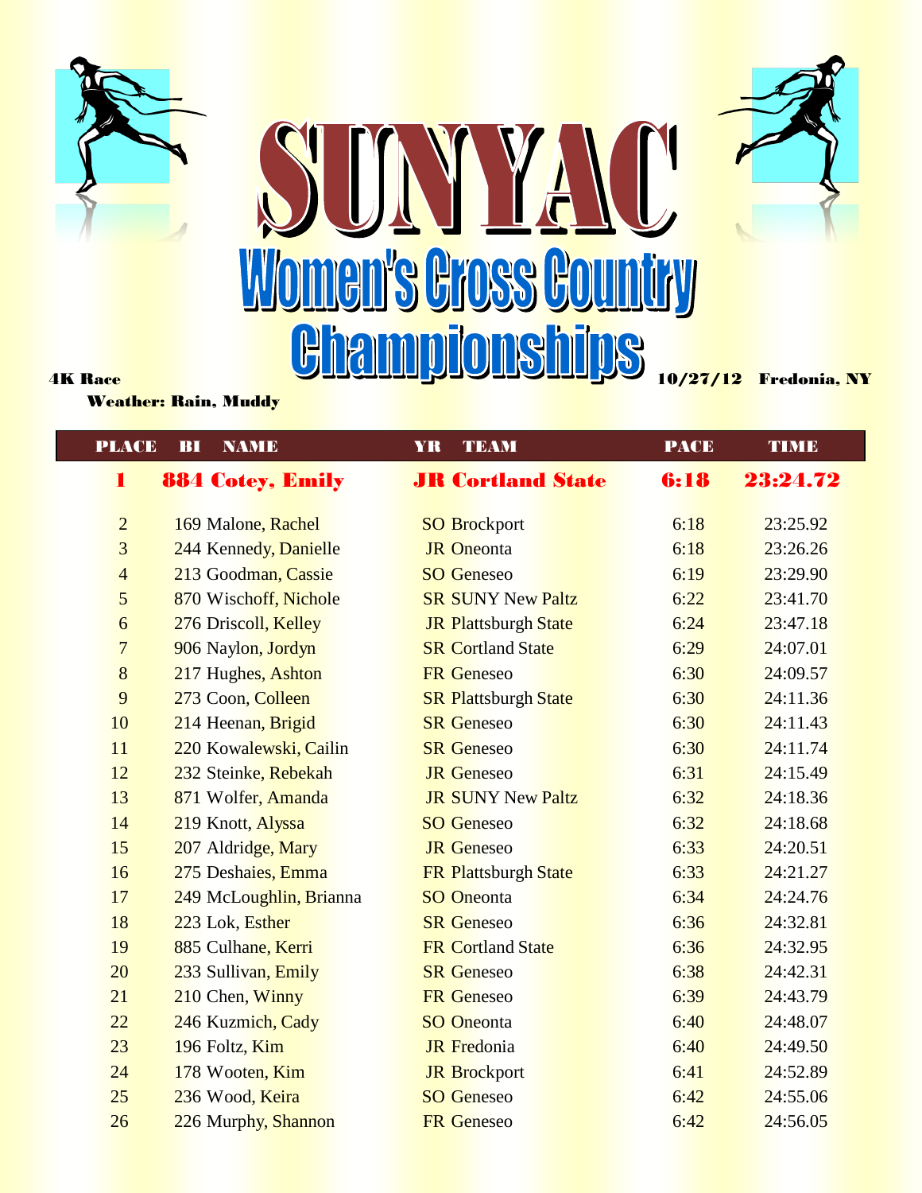# SUNYAC

## Women's Cross Country Championships

4K Race    10/27/12    Fredonia, NY

Weather: Rain, Muddy

| PLACE | BI | NAME | YR | TEAM | PACE | TIME |
|---|---|---|---|---|---|---|
| **1** | **884** | **Cotey, Emily** | **JR** | **Cortland State** | **6:18** | **23:24.72** |
| 2 | 169 | Malone, Rachel | SO | Brockport | 6:18 | 23:25.92 |
| 3 | 244 | Kennedy, Danielle | JR | Oneonta | 6:18 | 23:26.26 |
| 4 | 213 | Goodman, Cassie | SO | Geneseo | 6:19 | 23:29.90 |
| 5 | 870 | Wischoff, Nichole | SR | SUNY New Paltz | 6:22 | 23:41.70 |
| 6 | 276 | Driscoll, Kelley | JR | Plattsburgh State | 6:24 | 23:47.18 |
| 7 | 906 | Naylon, Jordyn | SR | Cortland State | 6:29 | 24:07.01 |
| 8 | 217 | Hughes, Ashton | FR | Geneseo | 6:30 | 24:09.57 |
| 9 | 273 | Coon, Colleen | SR | Plattsburgh State | 6:30 | 24:11.36 |
| 10 | 214 | Heenan, Brigid | SR | Geneseo | 6:30 | 24:11.43 |
| 11 | 220 | Kowalewski, Cailin | SR | Geneseo | 6:30 | 24:11.74 |
| 12 | 232 | Steinke, Rebekah | JR | Geneseo | 6:31 | 24:15.49 |
| 13 | 871 | Wolfer, Amanda | JR | SUNY New Paltz | 6:32 | 24:18.36 |
| 14 | 219 | Knott, Alyssa | SO | Geneseo | 6:32 | 24:18.68 |
| 15 | 207 | Aldridge, Mary | JR | Geneseo | 6:33 | 24:20.51 |
| 16 | 275 | Deshaies, Emma | FR | Plattsburgh State | 6:33 | 24:21.27 |
| 17 | 249 | McLoughlin, Brianna | SO | Oneonta | 6:34 | 24:24.76 |
| 18 | 223 | Lok, Esther | SR | Geneseo | 6:36 | 24:32.81 |
| 19 | 885 | Culhane, Kerri | FR | Cortland State | 6:36 | 24:32.95 |
| 20 | 233 | Sullivan, Emily | SR | Geneseo | 6:38 | 24:42.31 |
| 21 | 210 | Chen, Winny | FR | Geneseo | 6:39 | 24:43.79 |
| 22 | 246 | Kuzmich, Cady | SO | Oneonta | 6:40 | 24:48.07 |
| 23 | 196 | Foltz, Kim | JR | Fredonia | 6:40 | 24:49.50 |
| 24 | 178 | Wooten, Kim | JR | Brockport | 6:41 | 24:52.89 |
| 25 | 236 | Wood, Keira | SO | Geneseo | 6:42 | 24:55.06 |
| 26 | 226 | Murphy, Shannon | FR | Geneseo | 6:42 | 24:56.05 |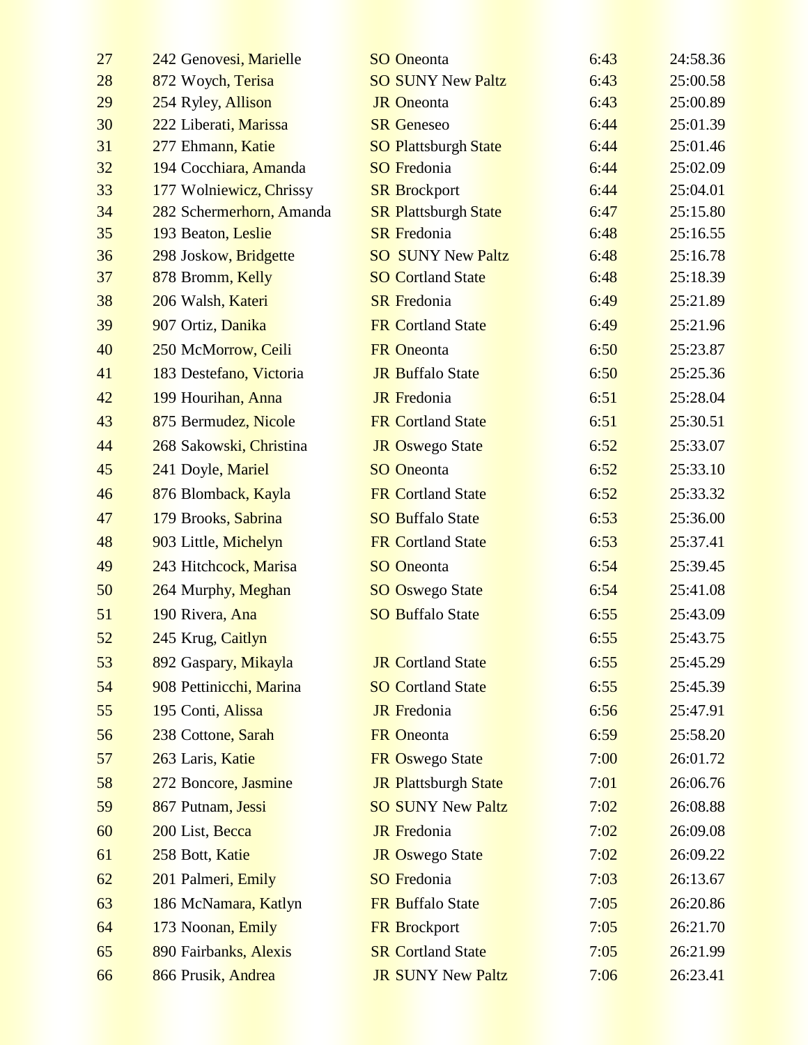| | | | | | |
|---|---|---|---|---|---|
| 27 | 242 Genovesi, Marielle | SO Oneonta | 6:43 | 24:58.36 |
| 28 | 872 Woych, Terisa | SO SUNY New Paltz | 6:43 | 25:00.58 |
| 29 | 254 Ryley, Allison | JR Oneonta | 6:43 | 25:00.89 |
| 30 | 222 Liberati, Marissa | SR Geneseo | 6:44 | 25:01.39 |
| 31 | 277 Ehmann, Katie | SO Plattsburgh State | 6:44 | 25:01.46 |
| 32 | 194 Cocchiara, Amanda | SO Fredonia | 6:44 | 25:02.09 |
| 33 | 177 Wolniewicz, Chrissy | SR Brockport | 6:44 | 25:04.01 |
| 34 | 282 Schermerhorn, Amanda | SR Plattsburgh State | 6:47 | 25:15.80 |
| 35 | 193 Beaton, Leslie | SR Fredonia | 6:48 | 25:16.55 |
| 36 | 298 Joskow, Bridgette | SO SUNY New Paltz | 6:48 | 25:16.78 |
| 37 | 878 Bromm, Kelly | SO Cortland State | 6:48 | 25:18.39 |
| 38 | 206 Walsh, Kateri | SR Fredonia | 6:49 | 25:21.89 |
| 39 | 907 Ortiz, Danika | FR Cortland State | 6:49 | 25:21.96 |
| 40 | 250 McMorrow, Ceili | FR Oneonta | 6:50 | 25:23.87 |
| 41 | 183 Destefano, Victoria | JR Buffalo State | 6:50 | 25:25.36 |
| 42 | 199 Hourihan, Anna | JR Fredonia | 6:51 | 25:28.04 |
| 43 | 875 Bermudez, Nicole | FR Cortland State | 6:51 | 25:30.51 |
| 44 | 268 Sakowski, Christina | JR Oswego State | 6:52 | 25:33.07 |
| 45 | 241 Doyle, Mariel | SO Oneonta | 6:52 | 25:33.10 |
| 46 | 876 Blomback, Kayla | FR Cortland State | 6:52 | 25:33.32 |
| 47 | 179 Brooks, Sabrina | SO Buffalo State | 6:53 | 25:36.00 |
| 48 | 903 Little, Michelyn | FR Cortland State | 6:53 | 25:37.41 |
| 49 | 243 Hitchcock, Marisa | SO Oneonta | 6:54 | 25:39.45 |
| 50 | 264 Murphy, Meghan | SO Oswego State | 6:54 | 25:41.08 |
| 51 | 190 Rivera, Ana | SO Buffalo State | 6:55 | 25:43.09 |
| 52 | 245 Krug, Caitlyn | | 6:55 | 25:43.75 |
| 53 | 892 Gaspary, Mikayla | JR Cortland State | 6:55 | 25:45.29 |
| 54 | 908 Pettinicchi, Marina | SO Cortland State | 6:55 | 25:45.39 |
| 55 | 195 Conti, Alissa | JR Fredonia | 6:56 | 25:47.91 |
| 56 | 238 Cottone, Sarah | FR Oneonta | 6:59 | 25:58.20 |
| 57 | 263 Laris, Katie | FR Oswego State | 7:00 | 26:01.72 |
| 58 | 272 Boncore, Jasmine | JR Plattsburgh State | 7:01 | 26:06.76 |
| 59 | 867 Putnam, Jessi | SO SUNY New Paltz | 7:02 | 26:08.88 |
| 60 | 200 List, Becca | JR Fredonia | 7:02 | 26:09.08 |
| 61 | 258 Bott, Katie | JR Oswego State | 7:02 | 26:09.22 |
| 62 | 201 Palmeri, Emily | SO Fredonia | 7:03 | 26:13.67 |
| 63 | 186 McNamara, Katlyn | FR Buffalo State | 7:05 | 26:20.86 |
| 64 | 173 Noonan, Emily | FR Brockport | 7:05 | 26:21.70 |
| 65 | 890 Fairbanks, Alexis | SR Cortland State | 7:05 | 26:21.99 |
| 66 | 866 Prusik, Andrea | JR SUNY New Paltz | 7:06 | 26:23.41 |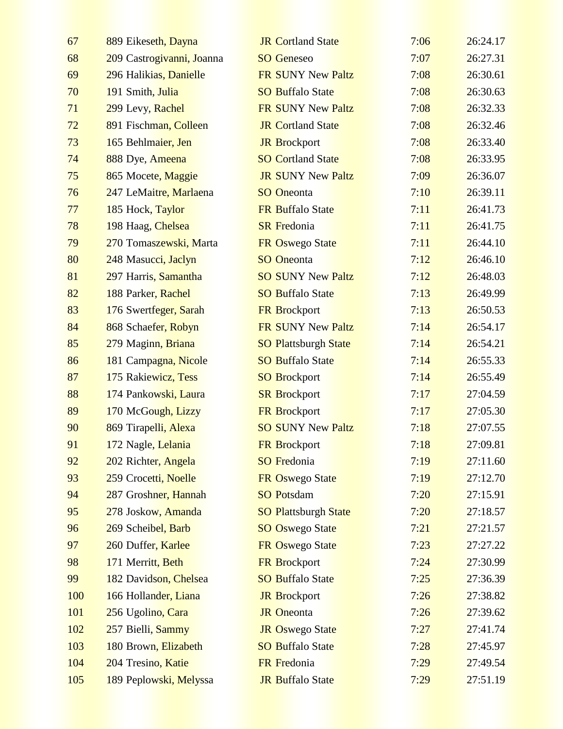| | | | | | |
|---|---|---|---|---|---|
| 67 | 889 Eikeseth, Dayna | JR | Cortland State | 7:06 | 26:24.17 |
| 68 | 209 Castrogivanni, Joanna | SO | Geneseo | 7:07 | 26:27.31 |
| 69 | 296 Halikias, Danielle | FR | SUNY New Paltz | 7:08 | 26:30.61 |
| 70 | 191 Smith, Julia | SO | Buffalo State | 7:08 | 26:30.63 |
| 71 | 299 Levy, Rachel | FR | SUNY New Paltz | 7:08 | 26:32.33 |
| 72 | 891 Fischman, Colleen | JR | Cortland State | 7:08 | 26:32.46 |
| 73 | 165 Behlmaier, Jen | JR | Brockport | 7:08 | 26:33.40 |
| 74 | 888 Dye, Ameena | SO | Cortland State | 7:08 | 26:33.95 |
| 75 | 865 Mocete, Maggie | JR | SUNY New Paltz | 7:09 | 26:36.07 |
| 76 | 247 LeMaitre, Marlaena | SO | Oneonta | 7:10 | 26:39.11 |
| 77 | 185 Hock, Taylor | FR | Buffalo State | 7:11 | 26:41.73 |
| 78 | 198 Haag, Chelsea | SR | Fredonia | 7:11 | 26:41.75 |
| 79 | 270 Tomaszewski, Marta | FR | Oswego State | 7:11 | 26:44.10 |
| 80 | 248 Masucci, Jaclyn | SO | Oneonta | 7:12 | 26:46.10 |
| 81 | 297 Harris, Samantha | SO | SUNY New Paltz | 7:12 | 26:48.03 |
| 82 | 188 Parker, Rachel | SO | Buffalo State | 7:13 | 26:49.99 |
| 83 | 176 Swertfeger, Sarah | FR | Brockport | 7:13 | 26:50.53 |
| 84 | 868 Schaefer, Robyn | FR | SUNY New Paltz | 7:14 | 26:54.17 |
| 85 | 279 Maginn, Briana | SO | Plattsburgh State | 7:14 | 26:54.21 |
| 86 | 181 Campagna, Nicole | SO | Buffalo State | 7:14 | 26:55.33 |
| 87 | 175 Rakiewicz, Tess | SO | Brockport | 7:14 | 26:55.49 |
| 88 | 174 Pankowski, Laura | SR | Brockport | 7:17 | 27:04.59 |
| 89 | 170 McGough, Lizzy | FR | Brockport | 7:17 | 27:05.30 |
| 90 | 869 Tirapelli, Alexa | SO | SUNY New Paltz | 7:18 | 27:07.55 |
| 91 | 172 Nagle, Lelania | FR | Brockport | 7:18 | 27:09.81 |
| 92 | 202 Richter, Angela | SO | Fredonia | 7:19 | 27:11.60 |
| 93 | 259 Crocetti, Noelle | FR | Oswego State | 7:19 | 27:12.70 |
| 94 | 287 Groshner, Hannah | SO | Potsdam | 7:20 | 27:15.91 |
| 95 | 278 Joskow, Amanda | SO | Plattsburgh State | 7:20 | 27:18.57 |
| 96 | 269 Scheibel, Barb | SO | Oswego State | 7:21 | 27:21.57 |
| 97 | 260 Duffer, Karlee | FR | Oswego State | 7:23 | 27:27.22 |
| 98 | 171 Merritt, Beth | FR | Brockport | 7:24 | 27:30.99 |
| 99 | 182 Davidson, Chelsea | SO | Buffalo State | 7:25 | 27:36.39 |
| 100 | 166 Hollander, Liana | JR | Brockport | 7:26 | 27:38.82 |
| 101 | 256 Ugolino, Cara | JR | Oneonta | 7:26 | 27:39.62 |
| 102 | 257 Bielli, Sammy | JR | Oswego State | 7:27 | 27:41.74 |
| 103 | 180 Brown, Elizabeth | SO | Buffalo State | 7:28 | 27:45.97 |
| 104 | 204 Tresino, Katie | FR | Fredonia | 7:29 | 27:49.54 |
| 105 | 189 Peplowski, Melyssa | JR | Buffalo State | 7:29 | 27:51.19 |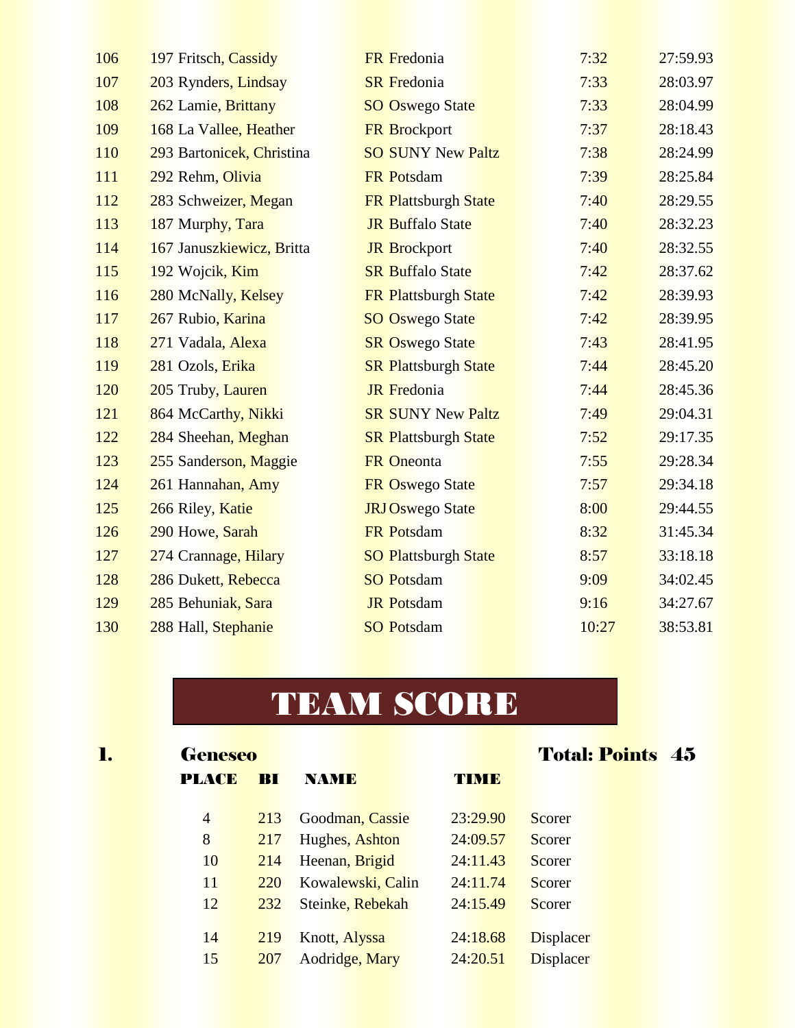| | | | | |
|---|---|---|---|---|
| 106 | 197 Fritsch, Cassidy | FR Fredonia | 7:32 | 27:59.93 |
| 107 | 203 Rynders, Lindsay | SR Fredonia | 7:33 | 28:03.97 |
| 108 | 262 Lamie, Brittany | SO Oswego State | 7:33 | 28:04.99 |
| 109 | 168 La Vallee, Heather | FR Brockport | 7:37 | 28:18.43 |
| 110 | 293 Bartonicek, Christina | SO SUNY New Paltz | 7:38 | 28:24.99 |
| 111 | 292 Rehm, Olivia | FR Potsdam | 7:39 | 28:25.84 |
| 112 | 283 Schweizer, Megan | FR Plattsburgh State | 7:40 | 28:29.55 |
| 113 | 187 Murphy, Tara | JR Buffalo State | 7:40 | 28:32.23 |
| 114 | 167 Januszkiewicz, Britta | JR Brockport | 7:40 | 28:32.55 |
| 115 | 192 Wojcik, Kim | SR Buffalo State | 7:42 | 28:37.62 |
| 116 | 280 McNally, Kelsey | FR Plattsburgh State | 7:42 | 28:39.93 |
| 117 | 267 Rubio, Karina | SO Oswego State | 7:42 | 28:39.95 |
| 118 | 271 Vadala, Alexa | SR Oswego State | 7:43 | 28:41.95 |
| 119 | 281 Ozols, Erika | SR Plattsburgh State | 7:44 | 28:45.20 |
| 120 | 205 Truby, Lauren | JR Fredonia | 7:44 | 28:45.36 |
| 121 | 864 McCarthy, Nikki | SR SUNY New Paltz | 7:49 | 29:04.31 |
| 122 | 284 Sheehan, Meghan | SR Plattsburgh State | 7:52 | 29:17.35 |
| 123 | 255 Sanderson, Maggie | FR Oneonta | 7:55 | 29:28.34 |
| 124 | 261 Hannahan, Amy | FR Oswego State | 7:57 | 29:34.18 |
| 125 | 266 Riley, Katie | JRJ Oswego State | 8:00 | 29:44.55 |
| 126 | 290 Howe, Sarah | FR Potsdam | 8:32 | 31:45.34 |
| 127 | 274 Crannage, Hilary | SO Plattsburgh State | 8:57 | 33:18.18 |
| 128 | 286 Dukett, Rebecca | SO Potsdam | 9:09 | 34:02.45 |
| 129 | 285 Behuniak, Sara | JR Potsdam | 9:16 | 34:27.67 |
| 130 | 288 Hall, Stephanie | SO Potsdam | 10:27 | 38:53.81 |

# TEAM SCORE

**1. Geneseo** **Total: Points 45**

| PLACE | BI | NAME | TIME | |
|---|---|---|---|---|
| 4 | 213 | Goodman, Cassie | 23:29.90 | Scorer |
| 8 | 217 | Hughes, Ashton | 24:09.57 | Scorer |
| 10 | 214 | Heenan, Brigid | 24:11.43 | Scorer |
| 11 | 220 | Kowalewski, Calin | 24:11.74 | Scorer |
| 12 | 232 | Steinke, Rebekah | 24:15.49 | Scorer |
| 14 | 219 | Knott, Alyssa | 24:18.68 | Displacer |
| 15 | 207 | Aodridge, Mary | 24:20.51 | Displacer |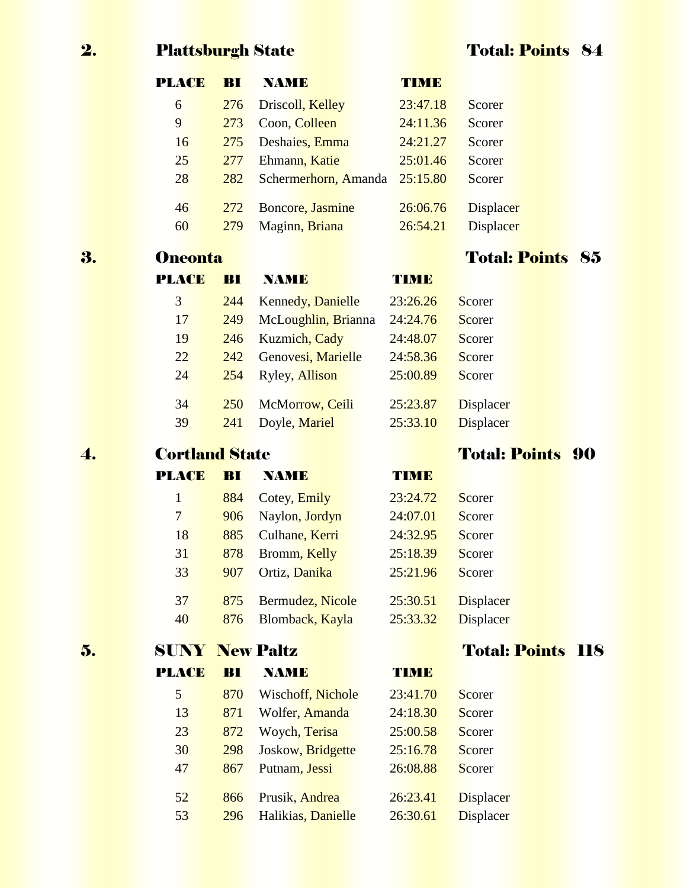## 2. Plattsburgh State — Total: Points 84

| PLACE | BI | NAME | TIME | |
|---|---|---|---|---|
| 6 | 276 | Driscoll, Kelley | 23:47.18 | Scorer |
| 9 | 273 | Coon, Colleen | 24:11.36 | Scorer |
| 16 | 275 | Deshaies, Emma | 24:21.27 | Scorer |
| 25 | 277 | Ehmann, Katie | 25:01.46 | Scorer |
| 28 | 282 | Schermerhorn, Amanda | 25:15.80 | Scorer |
| 46 | 272 | Boncore, Jasmine | 26:06.76 | Displacer |
| 60 | 279 | Maginn, Briana | 26:54.21 | Displacer |

## 3. Oneonta — Total: Points 85

| PLACE | BI | NAME | TIME | |
|---|---|---|---|---|
| 3 | 244 | Kennedy, Danielle | 23:26.26 | Scorer |
| 17 | 249 | McLoughlin, Brianna | 24:24.76 | Scorer |
| 19 | 246 | Kuzmich, Cady | 24:48.07 | Scorer |
| 22 | 242 | Genovesi, Marielle | 24:58.36 | Scorer |
| 24 | 254 | Ryley, Allison | 25:00.89 | Scorer |
| 34 | 250 | McMorrow, Ceili | 25:23.87 | Displacer |
| 39 | 241 | Doyle, Mariel | 25:33.10 | Displacer |

## 4. Cortland State — Total: Points 90

| PLACE | BI | NAME | TIME | |
|---|---|---|---|---|
| 1 | 884 | Cotey, Emily | 23:24.72 | Scorer |
| 7 | 906 | Naylon, Jordyn | 24:07.01 | Scorer |
| 18 | 885 | Culhane, Kerri | 24:32.95 | Scorer |
| 31 | 878 | Bromm, Kelly | 25:18.39 | Scorer |
| 33 | 907 | Ortiz, Danika | 25:21.96 | Scorer |
| 37 | 875 | Bermudez, Nicole | 25:30.51 | Displacer |
| 40 | 876 | Blomback, Kayla | 25:33.32 | Displacer |

## 5. SUNY New Paltz — Total: Points 118

| PLACE | BI | NAME | TIME | |
|---|---|---|---|---|
| 5 | 870 | Wischoff, Nichole | 23:41.70 | Scorer |
| 13 | 871 | Wolfer, Amanda | 24:18.30 | Scorer |
| 23 | 872 | Woych, Terisa | 25:00.58 | Scorer |
| 30 | 298 | Joskow, Bridgette | 25:16.78 | Scorer |
| 47 | 867 | Putnam, Jessi | 26:08.88 | Scorer |
| 52 | 866 | Prusik, Andrea | 26:23.41 | Displacer |
| 53 | 296 | Halikias, Danielle | 26:30.61 | Displacer |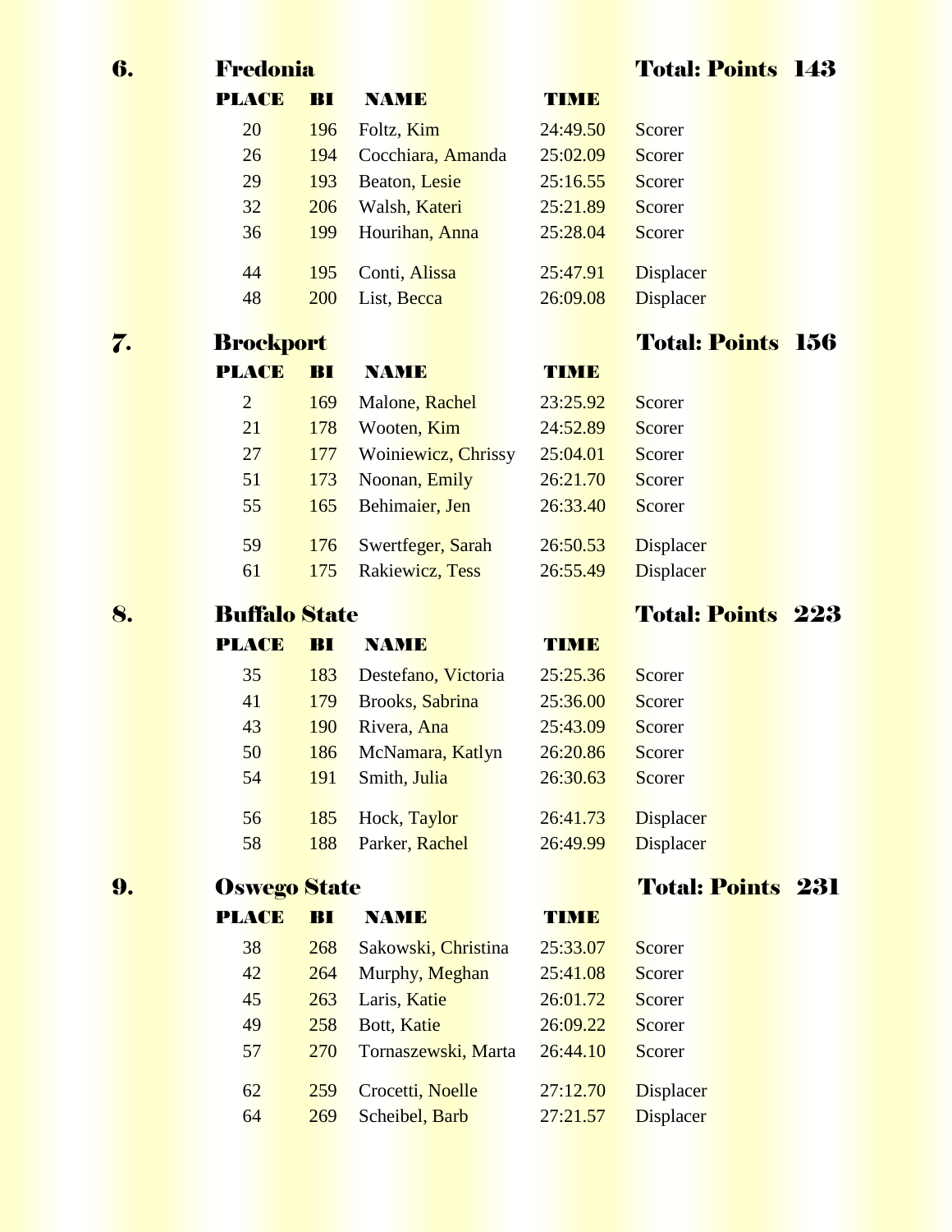## 6. Fredonia — Total: Points 143

| PLACE | BI | NAME | TIME | |
|---|---|---|---|---|
| 20 | 196 | Foltz, Kim | 24:49.50 | Scorer |
| 26 | 194 | Cocchiara, Amanda | 25:02.09 | Scorer |
| 29 | 193 | Beaton, Lesie | 25:16.55 | Scorer |
| 32 | 206 | Walsh, Kateri | 25:21.89 | Scorer |
| 36 | 199 | Hourihan, Anna | 25:28.04 | Scorer |
| 44 | 195 | Conti, Alissa | 25:47.91 | Displacer |
| 48 | 200 | List, Becca | 26:09.08 | Displacer |

## 7. Brockport — Total: Points 156

| PLACE | BI | NAME | TIME | |
|---|---|---|---|---|
| 2 | 169 | Malone, Rachel | 23:25.92 | Scorer |
| 21 | 178 | Wooten, Kim | 24:52.89 | Scorer |
| 27 | 177 | Woiniewicz, Chrissy | 25:04.01 | Scorer |
| 51 | 173 | Noonan, Emily | 26:21.70 | Scorer |
| 55 | 165 | Behimaier, Jen | 26:33.40 | Scorer |
| 59 | 176 | Swertfeger, Sarah | 26:50.53 | Displacer |
| 61 | 175 | Rakiewicz, Tess | 26:55.49 | Displacer |

## 8. Buffalo State — Total: Points 223

| PLACE | BI | NAME | TIME | |
|---|---|---|---|---|
| 35 | 183 | Destefano, Victoria | 25:25.36 | Scorer |
| 41 | 179 | Brooks, Sabrina | 25:36.00 | Scorer |
| 43 | 190 | Rivera, Ana | 25:43.09 | Scorer |
| 50 | 186 | McNamara, Katlyn | 26:20.86 | Scorer |
| 54 | 191 | Smith, Julia | 26:30.63 | Scorer |
| 56 | 185 | Hock, Taylor | 26:41.73 | Displacer |
| 58 | 188 | Parker, Rachel | 26:49.99 | Displacer |

## 9. Oswego State — Total: Points 231

| PLACE | BI | NAME | TIME | |
|---|---|---|---|---|
| 38 | 268 | Sakowski, Christina | 25:33.07 | Scorer |
| 42 | 264 | Murphy, Meghan | 25:41.08 | Scorer |
| 45 | 263 | Laris, Katie | 26:01.72 | Scorer |
| 49 | 258 | Bott, Katie | 26:09.22 | Scorer |
| 57 | 270 | Tornaszewski, Marta | 26:44.10 | Scorer |
| 62 | 259 | Crocetti, Noelle | 27:12.70 | Displacer |
| 64 | 269 | Scheibel, Barb | 27:21.57 | Displacer |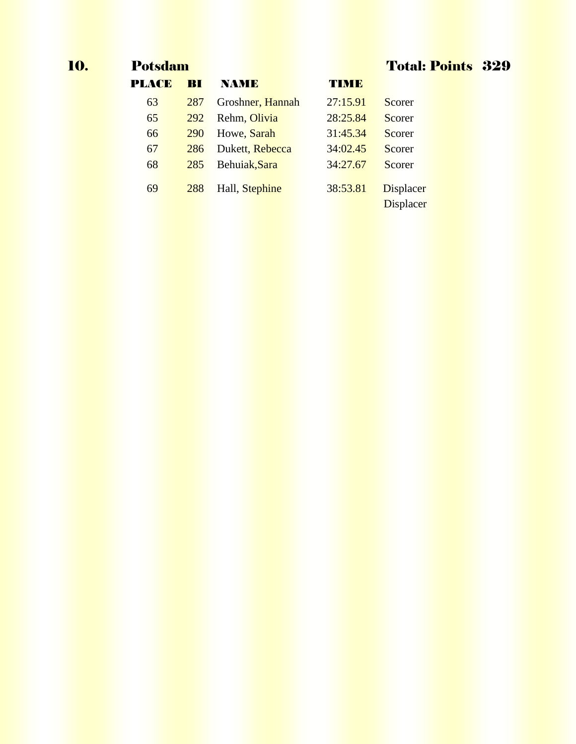## 10. Potsdam — Total: Points 329

| PLACE | BI | NAME | TIME | |
|---|---|---|---|---|
| 63 | 287 | Groshner, Hannah | 27:15.91 | Scorer |
| 65 | 292 | Rehm, Olivia | 28:25.84 | Scorer |
| 66 | 290 | Howe, Sarah | 31:45.34 | Scorer |
| 67 | 286 | Dukett, Rebecca | 34:02.45 | Scorer |
| 68 | 285 | Behuiak,Sara | 34:27.67 | Scorer |
| 69 | 288 | Hall, Stephine | 38:53.81 | Displacer |
| | | | | Displacer |